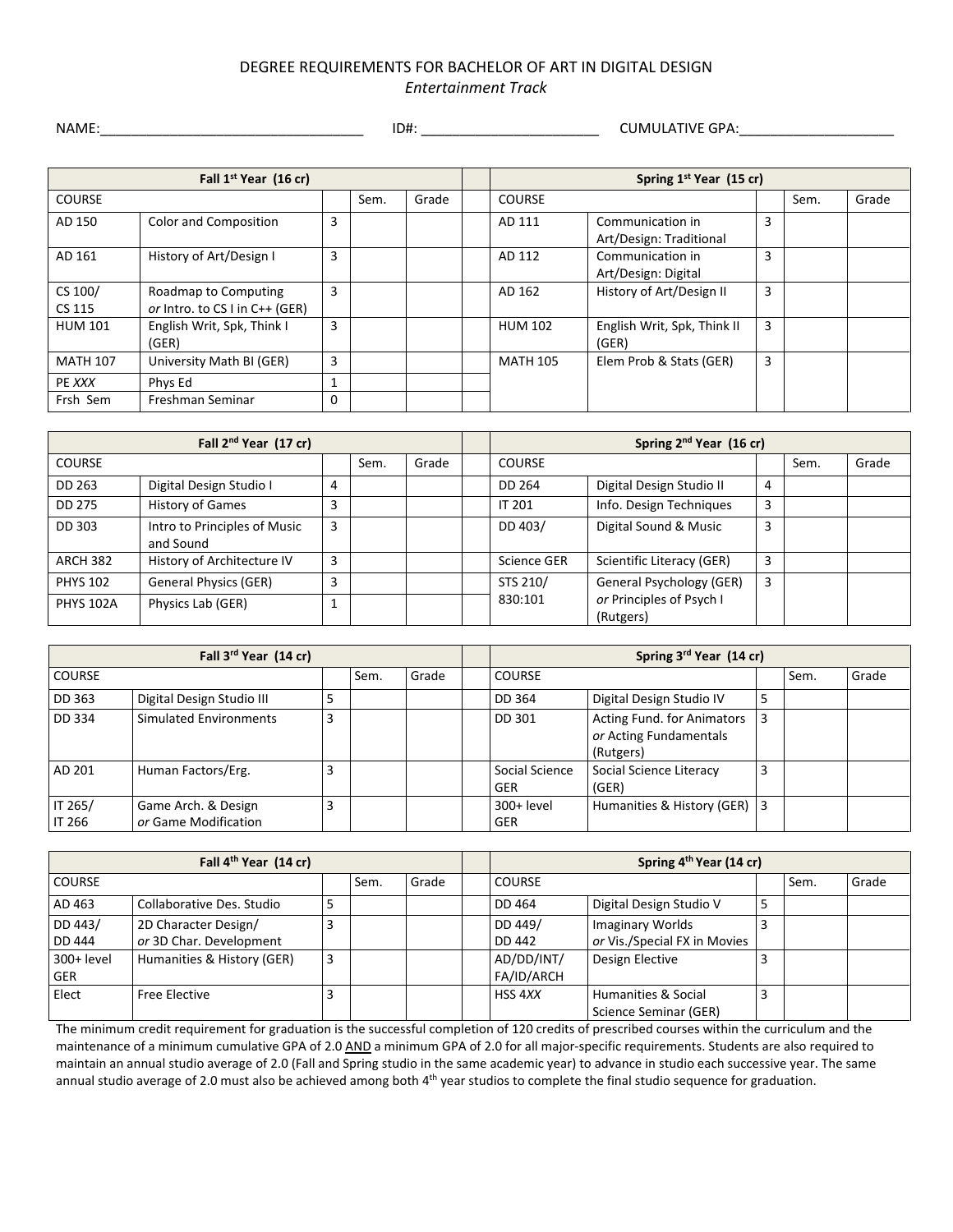# DEGREE REQUIREMENTS FOR BACHELOR OF ART IN DIGITAL DESIGN

*Entertainment Track*

NAME:__________________________________ ID#: ______________________ CUMULATIVE GPA:____________________

| Fall 1st Year (16 cr) | | | | | | Spring 1st Year (15 cr) | | | | |
|---|---|---|---|---|---|---|---|---|---|---|
| COURSE | | | Sem. | Grade | | COURSE | | | Sem. | Grade |
| AD 150 | Color and Composition | 3 | | | | AD 111 | Communication in Art/Design: Traditional | 3 | | |
| AD 161 | History of Art/Design I | 3 | | | | AD 112 | Communication in Art/Design: Digital | 3 | | |
| CS 100/ CS 115 | Roadmap to Computing *or* Intro. to CS I in C++ (GER) | 3 | | | | AD 162 | History of Art/Design II | 3 | | |
| HUM 101 | English Writ, Spk, Think I (GER) | 3 | | | | HUM 102 | English Writ, Spk, Think II (GER) | 3 | | |
| MATH 107 | University Math BI (GER) | 3 | | | | MATH 105 | Elem Prob & Stats (GER) | 3 | | |
| PE *XXX* | Phys Ed | 1 | | | | | | | | |
| Frsh Sem | Freshman Seminar | 0 | | | | | | | | |

| Fall 2nd Year (17 cr) | | | | | | Spring 2nd Year (16 cr) | | | | |
|---|---|---|---|---|---|---|---|---|---|---|
| COURSE | | | Sem. | Grade | | COURSE | | | Sem. | Grade |
| DD 263 | Digital Design Studio I | 4 | | | | DD 264 | Digital Design Studio II | 4 | | |
| DD 275 | History of Games | 3 | | | | IT 201 | Info. Design Techniques | 3 | | |
| DD 303 | Intro to Principles of Music and Sound | 3 | | | | DD 403/ | Digital Sound & Music | 3 | | |
| ARCH 382 | History of Architecture IV | 3 | | | | Science GER | Scientific Literacy (GER) | 3 | | |
| PHYS 102 | General Physics (GER) | 3 | | | | STS 210/ 830:101 | General Psychology (GER) *or* Principles of Psych I (Rutgers) | 3 | | |
| PHYS 102A | Physics Lab (GER) | 1 | | | | | | | | |

| Fall 3rd Year (14 cr) | | | | | | Spring 3rd Year (14 cr) | | | | |
|---|---|---|---|---|---|---|---|---|---|---|
| COURSE | | | Sem. | Grade | | COURSE | | | Sem. | Grade |
| DD 363 | Digital Design Studio III | 5 | | | | DD 364 | Digital Design Studio IV | 5 | | |
| DD 334 | Simulated Environments | 3 | | | | DD 301 | Acting Fund. for Animators *or* Acting Fundamentals (Rutgers) | 3 | | |
| AD 201 | Human Factors/Erg. | 3 | | | | Social Science GER | Social Science Literacy (GER) | 3 | | |
| IT 265/ IT 266 | Game Arch. & Design *or* Game Modification | 3 | | | | 300+ level GER | Humanities & History (GER) | 3 | | |

| Fall 4th Year (14 cr) | | | | | | Spring 4th Year (14 cr) | | | | |
|---|---|---|---|---|---|---|---|---|---|---|
| COURSE | | | Sem. | Grade | | COURSE | | | Sem. | Grade |
| AD 463 | Collaborative Des. Studio | 5 | | | | DD 464 | Digital Design Studio V | 5 | | |
| DD 443/ DD 444 | 2D Character Design/ *or* 3D Char. Development | 3 | | | | DD 449/ DD 442 | Imaginary Worlds *or* Vis./Special FX in Movies | 3 | | |
| 300+ level GER | Humanities & History (GER) | 3 | | | | AD/DD/INT/ FA/ID/ARCH | Design Elective | 3 | | |
| Elect | Free Elective | 3 | | | | HSS 4*XX* | Humanities & Social Science Seminar (GER) | 3 | | |

The minimum credit requirement for graduation is the successful completion of 120 credits of prescribed courses within the curriculum and the maintenance of a minimum cumulative GPA of 2.0 AND a minimum GPA of 2.0 for all major-specific requirements. Students are also required to maintain an annual studio average of 2.0 (Fall and Spring studio in the same academic year) to advance in studio each successive year. The same annual studio average of 2.0 must also be achieved among both 4th year studios to complete the final studio sequence for graduation.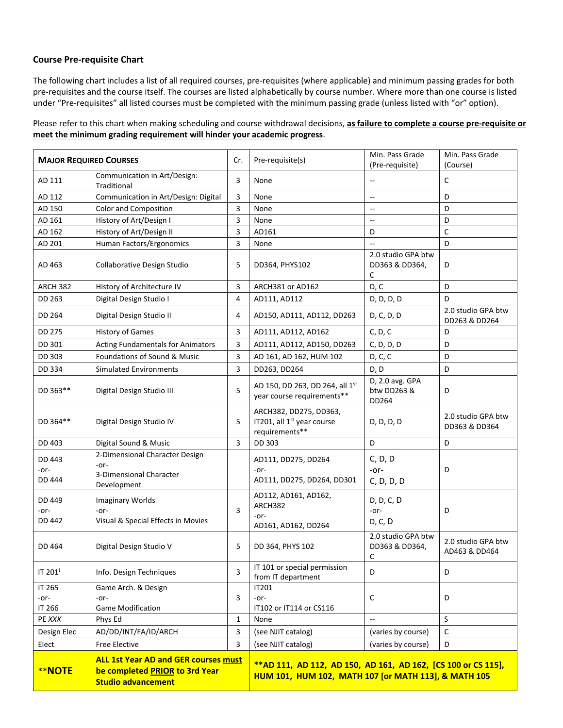### Course Pre-requisite Chart

The following chart includes a list of all required courses, pre-requisites (where applicable) and minimum passing grades for both pre-requisites and the course itself. The courses are listed alphabetically by course number. Where more than one course is listed under "Pre-requisites" all listed courses must be completed with the minimum passing grade (unless listed with "or" option).

Please refer to this chart when making scheduling and course withdrawal decisions, **as failure to complete a course pre-requisite or meet the minimum grading requirement will hinder your academic progress**.

| **MAJOR REQUIRED COURSES** | | Cr. | Pre-requisite(s) | Min. Pass Grade (Pre-requisite) | Min. Pass Grade (Course) |
|---|---|---|---|---|---|
| AD 111 | Communication in Art/Design: Traditional | 3 | None | -- | C |
| AD 112 | Communication in Art/Design: Digital | 3 | None | -- | D |
| AD 150 | Color and Composition | 3 | None | -- | D |
| AD 161 | History of Art/Design I | 3 | None | -- | D |
| AD 162 | History of Art/Design II | 3 | AD161 | D | C |
| AD 201 | Human Factors/Ergonomics | 3 | None | -- | D |
| AD 463 | Collaborative Design Studio | 5 | DD364, PHYS102 | 2.0 studio GPA btw DD363 & DD364, C | D |
| ARCH 382 | History of Architecture IV | 3 | ARCH381 or AD162 | D, C | D |
| DD 263 | Digital Design Studio I | 4 | AD111, AD112 | D, D, D, D | D |
| DD 264 | Digital Design Studio II | 4 | AD150, AD111, AD112, DD263 | D, C, D, D | 2.0 studio GPA btw DD263 & DD264 |
| DD 275 | History of Games | 3 | AD111, AD112, AD162 | C, D, C | D |
| DD 301 | Acting Fundamentals for Animators | 3 | AD111, AD112, AD150, DD263 | C, D, D, D | D |
| DD 303 | Foundations of Sound & Music | 3 | AD 161, AD 162, HUM 102 | D, C, C | D |
| DD 334 | Simulated Environments | 3 | DD263, DD264 | D, D | D |
| DD 363** | Digital Design Studio III | 5 | AD 150, DD 263, DD 264, all 1st year course requirements** | D, 2.0 avg. GPA btw DD263 & DD264 | D |
| DD 364** | Digital Design Studio IV | 5 | ARCH382, DD275, DD363, IT201, all 1st year course requirements** | D, D, D, D | 2.0 studio GPA btw DD363 & DD364 |
| DD 403 | Digital Sound & Music | 3 | DD 303 | D | D |
| DD 443 -or- DD 444 | 2-Dimensional Character Design -or- 3-Dimensional Character Development | | AD111, DD275, DD264 -or- AD111, DD275, DD264, DD301 | C, D, D -or- C, D, D, D | D |
| DD 449 -or- DD 442 | Imaginary Worlds -or- Visual & Special Effects in Movies | 3 | AD112, AD161, AD162, ARCH382 -or- AD161, AD162, DD264 | D, D, C, D -or- D, C, D | D |
| DD 464 | Digital Design Studio V | 5 | DD 364, PHYS 102 | 2.0 studio GPA btw DD363 & DD364, C | 2.0 studio GPA btw AD463 & DD464 |
| IT 201[t] | Info. Design Techniques | 3 | IT 101 or special permission from IT department | D | D |
| IT 265 -or- IT 266 | Game Arch. & Design -or- Game Modification | 3 | IT201 -or- IT102 or IT114 or CS116 | C | D |
| PE *XXX* | Phys Ed | 1 | None | -- | S |
| Design Elec | AD/DD/INT/FA/ID/ARCH | 3 | (see NJIT catalog) | (varies by course) | C |
| Elect | Free Elective | 3 | (see NJIT catalog) | (varies by course) | D |
| ****NOTE** | **ALL 1st Year AD and GER courses must be completed PRIOR to 3rd Year Studio advancement** | | ****AD 111, AD 112, AD 150, AD 161, AD 162, [CS 100 or CS 115], HUM 101, HUM 102, MATH 107 [or MATH 113], & MATH 105** | | |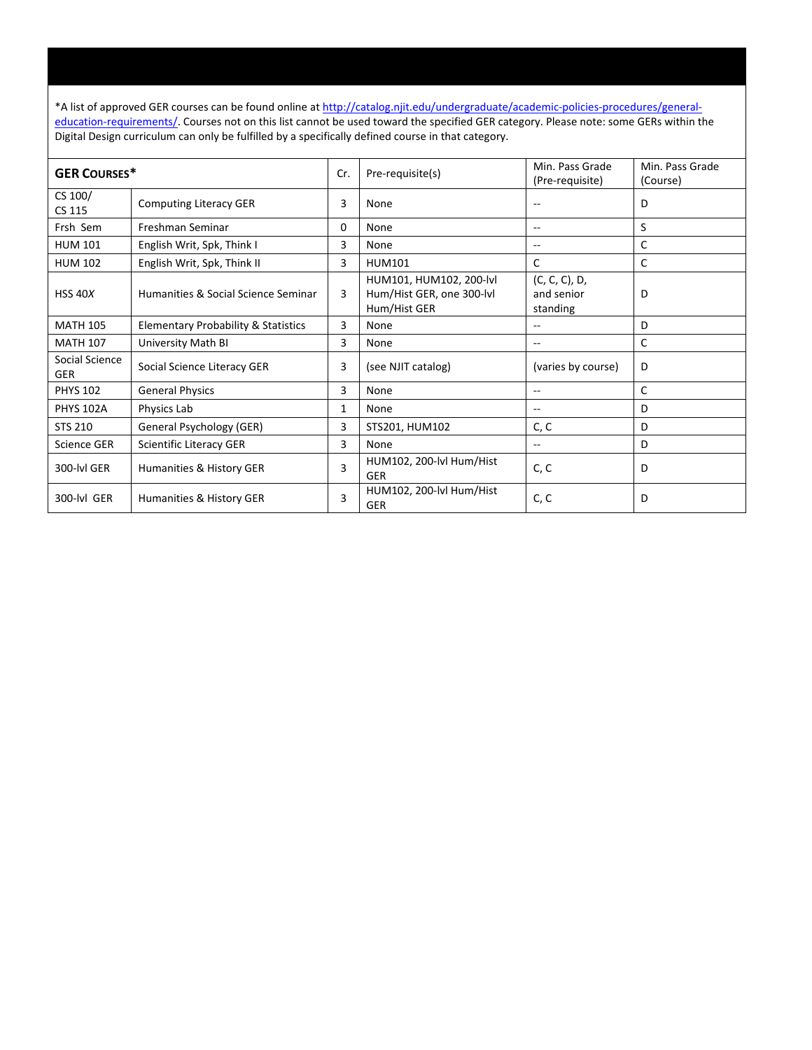*A list of approved GER courses can be found online at [http://catalog.njit.edu/undergraduate/academic-policies-procedures/general-education-requirements/](http://catalog.njit.edu/undergraduate/academic-policies-procedures/general-education-requirements/). Courses not on this list cannot be used toward the specified GER category. Please note: some GERs within the Digital Design curriculum can only be fulfilled by a specifically defined course in that category.

| **GER COURSES*** | | Cr. | Pre-requisite(s) | Min. Pass Grade (Pre-requisite) | Min. Pass Grade (Course) |
|---|---|---|---|---|---|
| CS 100/ CS 115 | Computing Literacy GER | 3 | None | -- | D |
| Frsh Sem | Freshman Seminar | 0 | None | -- | S |
| HUM 101 | English Writ, Spk, Think I | 3 | None | -- | C |
| HUM 102 | English Writ, Spk, Think II | 3 | HUM101 | C | C |
| HSS 40*X* | Humanities & Social Science Seminar | 3 | HUM101, HUM102, 200-lvl Hum/Hist GER, one 300-lvl Hum/Hist GER | (C, C, C), D, and senior standing | D |
| MATH 105 | Elementary Probability & Statistics | 3 | None | -- | D |
| MATH 107 | University Math BI | 3 | None | -- | C |
| Social Science GER | Social Science Literacy GER | 3 | (see NJIT catalog) | (varies by course) | D |
| PHYS 102 | General Physics | 3 | None | -- | C |
| PHYS 102A | Physics Lab | 1 | None | -- | D |
| STS 210 | General Psychology (GER) | 3 | STS201, HUM102 | C, C | D |
| Science GER | Scientific Literacy GER | 3 | None | -- | D |
| 300-lvl GER | Humanities & History GER | 3 | HUM102, 200-lvl Hum/Hist GER | C, C | D |
| 300-lvl GER | Humanities & History GER | 3 | HUM102, 200-lvl Hum/Hist GER | C, C | D |